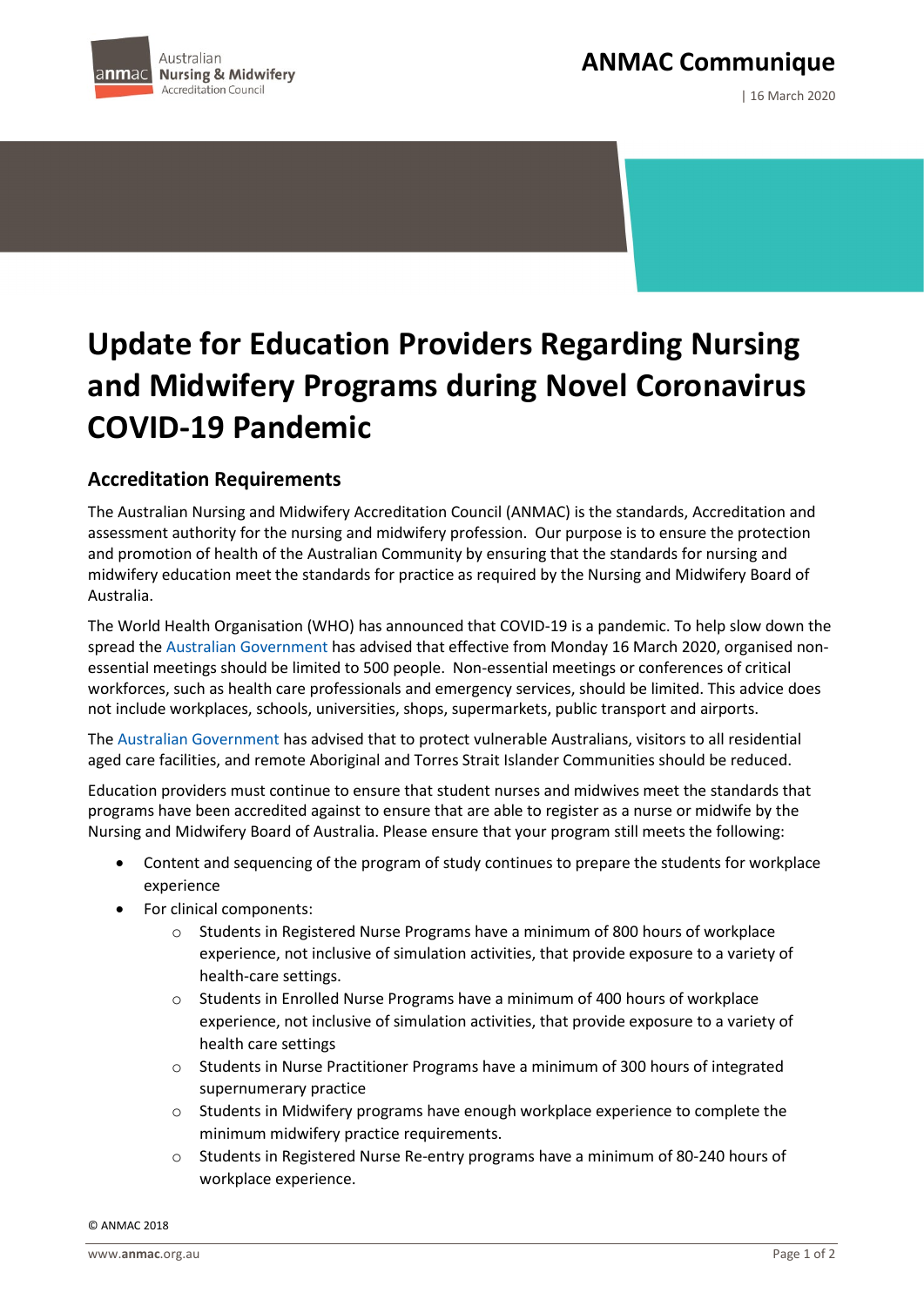ANMAC Communique

| 16 March 2020

# Update for Education Providers Regarding Nursing and Midwifery Programs during Novel Coronavirus COVID-19 Pandemic

## Accreditation Requirements

The Australian Nursing and Midwifery Accreditation Council (ANMAC) is the standards, Accreditation and assessment authority for the nursing and midwifery profession. Our purpose is to ensure the protection and promotion of health of the Australian Community by ensuring that the standards for nursing and midwifery education meet the standards for practice as required by the Nursing and Midwifery Board of Australia.

The World Health Organisation (WHO) has announced that COVID-19 is a pandemic. To help slow down the spread the Australian Government has advised that effective from Monday 16 March 2020, organised non-essential meetings should be limited to 500 people. Non-essential meetings or conferences of critical workforces, such as health care professionals and emergency services, should be limited. This advice does not include workplaces, schools, universities, shops, supermarkets, public transport and airports.

The Australian Government has advised that to protect vulnerable Australians, visitors to all residential aged care facilities, and remote Aboriginal and Torres Strait Islander Communities should be reduced.

Education providers must continue to ensure that student nurses and midwives meet the standards that programs have been accredited against to ensure that are able to register as a nurse or midwife by the Nursing and Midwifery Board of Australia. Please ensure that your program still meets the following:

- Content and sequencing of the program of study continues to prepare the students for workplace experience
- For clinical components:
  - Students in Registered Nurse Programs have a minimum of 800 hours of workplace experience, not inclusive of simulation activities, that provide exposure to a variety of health-care settings.
  - Students in Enrolled Nurse Programs have a minimum of 400 hours of workplace experience, not inclusive of simulation activities, that provide exposure to a variety of health care settings
  - Students in Nurse Practitioner Programs have a minimum of 300 hours of integrated supernumerary practice
  - Students in Midwifery programs have enough workplace experience to complete the minimum midwifery practice requirements.
  - Students in Registered Nurse Re-entry programs have a minimum of 80-240 hours of workplace experience.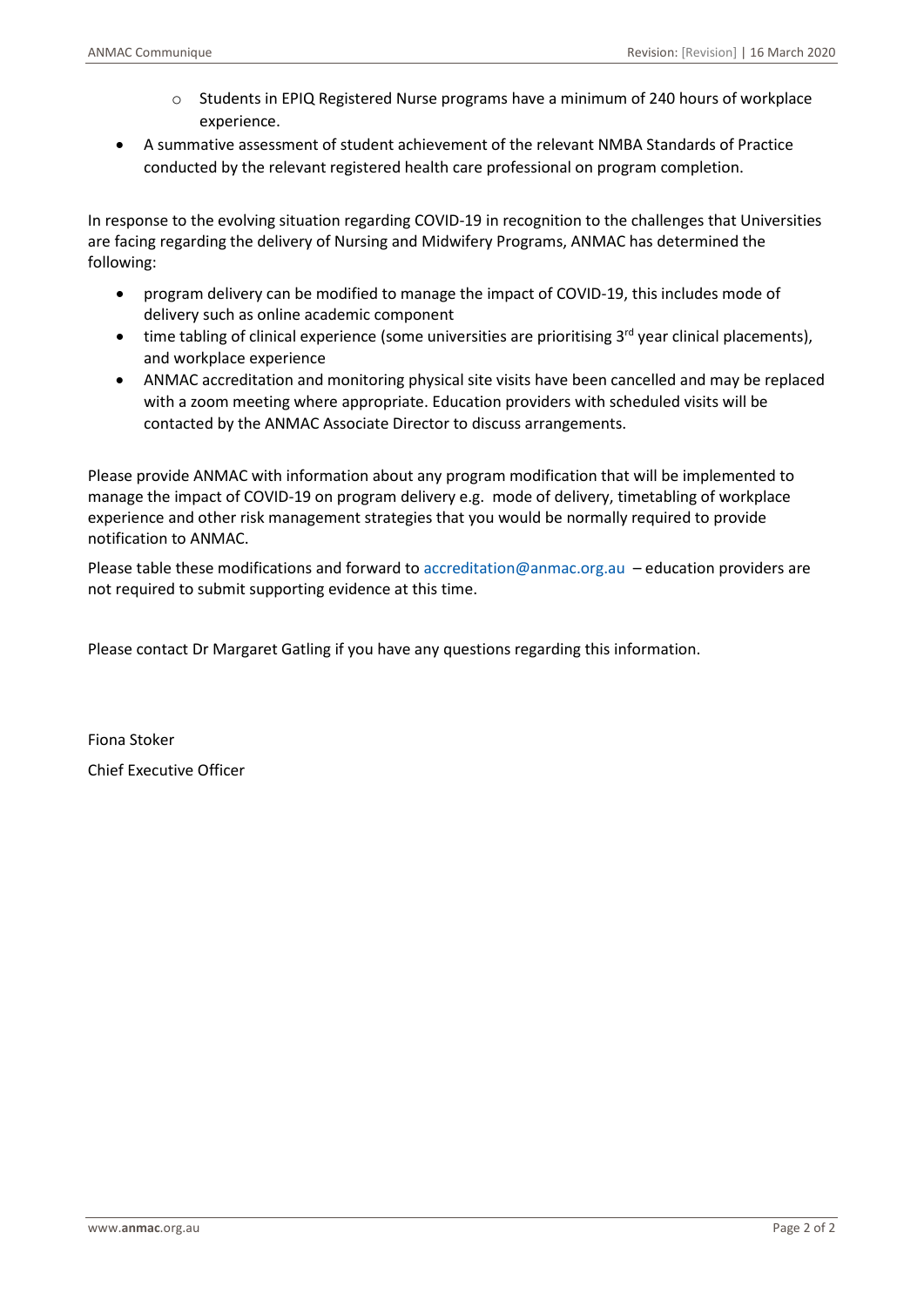- Students in EPIQ Registered Nurse programs have a minimum of 240 hours of workplace experience.
- A summative assessment of student achievement of the relevant NMBA Standards of Practice conducted by the relevant registered health care professional on program completion.

In response to the evolving situation regarding COVID-19 in recognition to the challenges that Universities are facing regarding the delivery of Nursing and Midwifery Programs, ANMAC has determined the following:

- program delivery can be modified to manage the impact of COVID-19, this includes mode of delivery such as online academic component
- time tabling of clinical experience (some universities are prioritising 3rd year clinical placements), and workplace experience
- ANMAC accreditation and monitoring physical site visits have been cancelled and may be replaced with a zoom meeting where appropriate. Education providers with scheduled visits will be contacted by the ANMAC Associate Director to discuss arrangements.

Please provide ANMAC with information about any program modification that will be implemented to manage the impact of COVID-19 on program delivery e.g. mode of delivery, timetabling of workplace experience and other risk management strategies that you would be normally required to provide notification to ANMAC.

Please table these modifications and forward to accreditation@anmac.org.au – education providers are not required to submit supporting evidence at this time.

Please contact Dr Margaret Gatling if you have any questions regarding this information.

Fiona Stoker

Chief Executive Officer